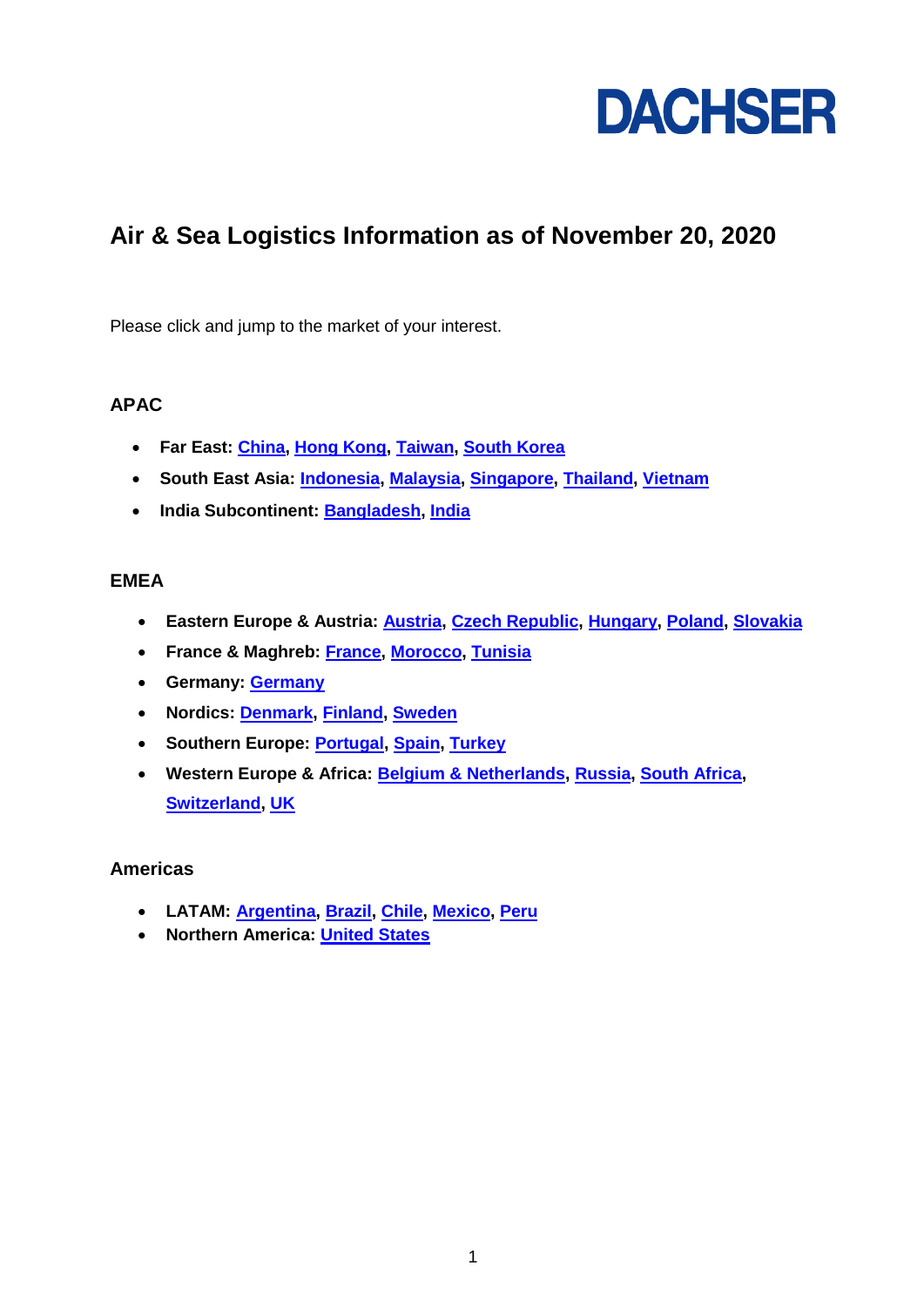DACHSER

# Air & Sea Logistics Information as of November 20, 2020

Please click and jump to the market of your interest.

## APAC

- **Far East: China, Hong Kong, Taiwan, South Korea**
- **South East Asia: Indonesia, Malaysia, Singapore, Thailand, Vietnam**
- **India Subcontinent: Bangladesh, India**

## EMEA

- **Eastern Europe & Austria: Austria, Czech Republic, Hungary, Poland, Slovakia**
- **France & Maghreb: France, Morocco, Tunisia**
- **Germany: Germany**
- **Nordics: Denmark, Finland, Sweden**
- **Southern Europe: Portugal, Spain, Turkey**
- **Western Europe & Africa: Belgium & Netherlands, Russia, South Africa, Switzerland, UK**

## Americas

- **LATAM: Argentina, Brazil, Chile, Mexico, Peru**
- **Northern America: United States**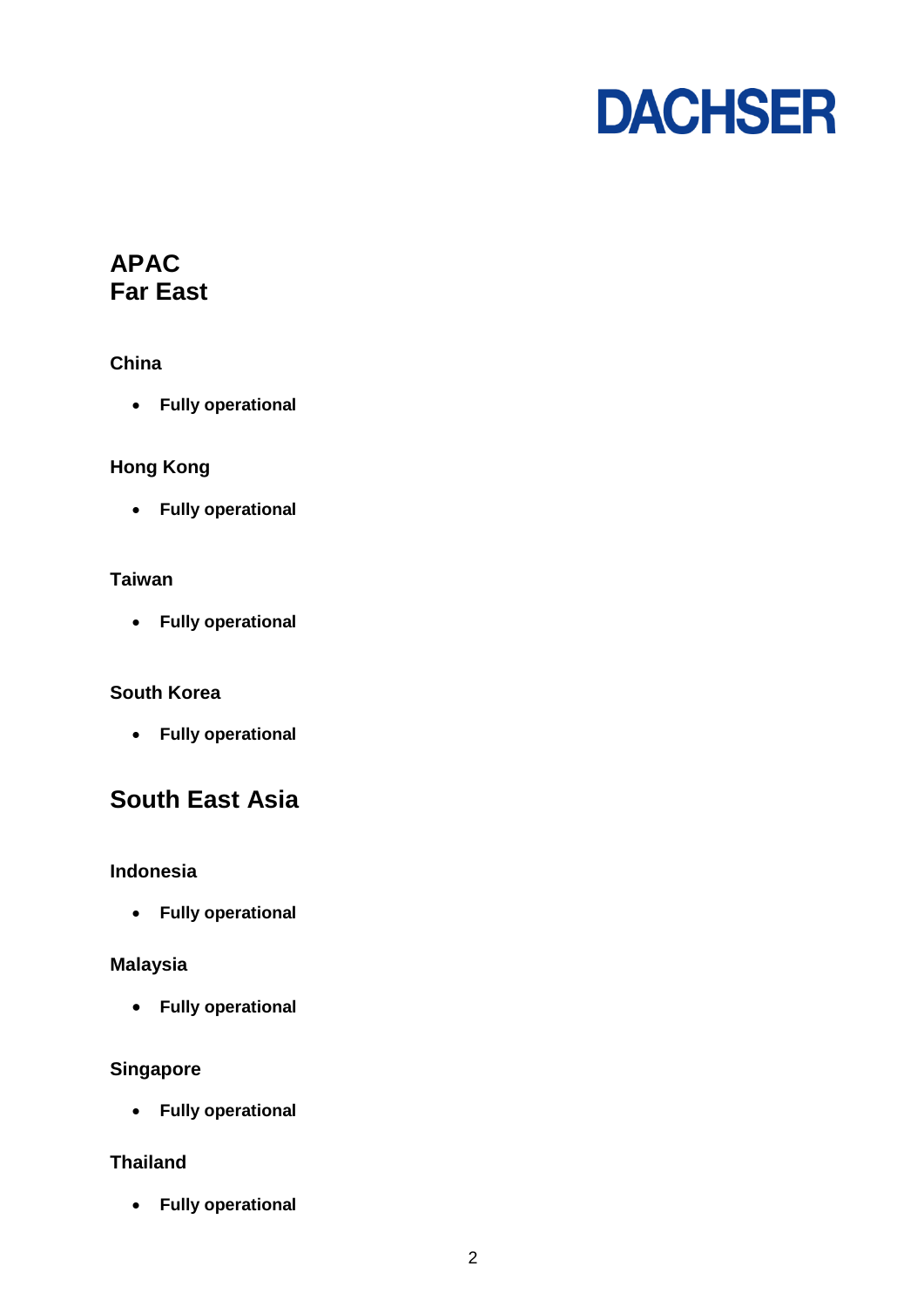## APAC
## Far East

### China

- **Fully operational**

### Hong Kong

- **Fully operational**

### Taiwan

- **Fully operational**

### South Korea

- **Fully operational**

## South East Asia

### Indonesia

- **Fully operational**

### Malaysia

- **Fully operational**

### Singapore

- **Fully operational**

### Thailand

- **Fully operational**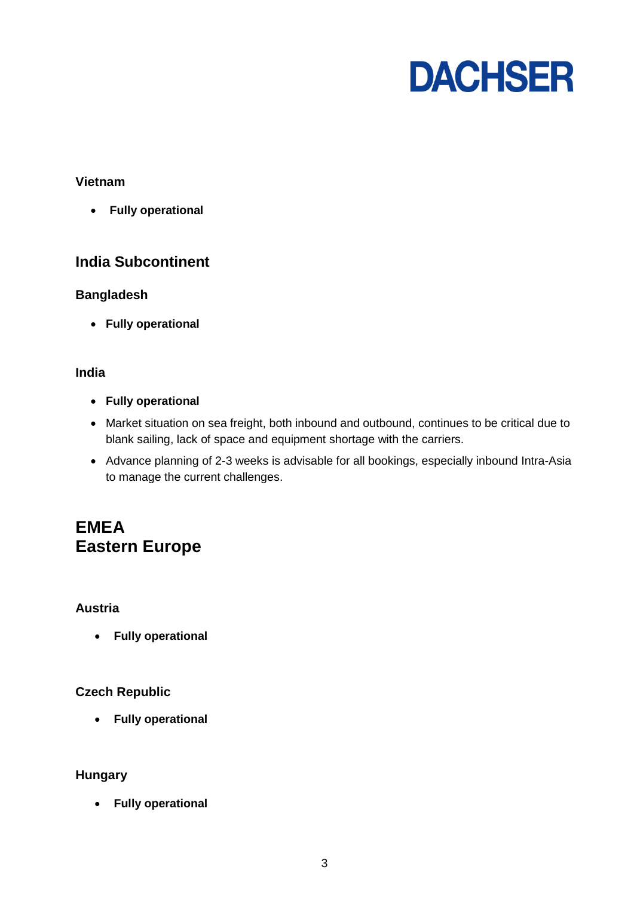### Vietnam

- **Fully operational**

## India Subcontinent

### Bangladesh

- **Fully operational**

### India

- **Fully operational**
- Market situation on sea freight, both inbound and outbound, continues to be critical due to blank sailing, lack of space and equipment shortage with the carriers.
- Advance planning of 2-3 weeks is advisable for all bookings, especially inbound Intra-Asia to manage the current challenges.

## EMEA
## Eastern Europe

### Austria

- **Fully operational**

### Czech Republic

- **Fully operational**

### Hungary

- **Fully operational**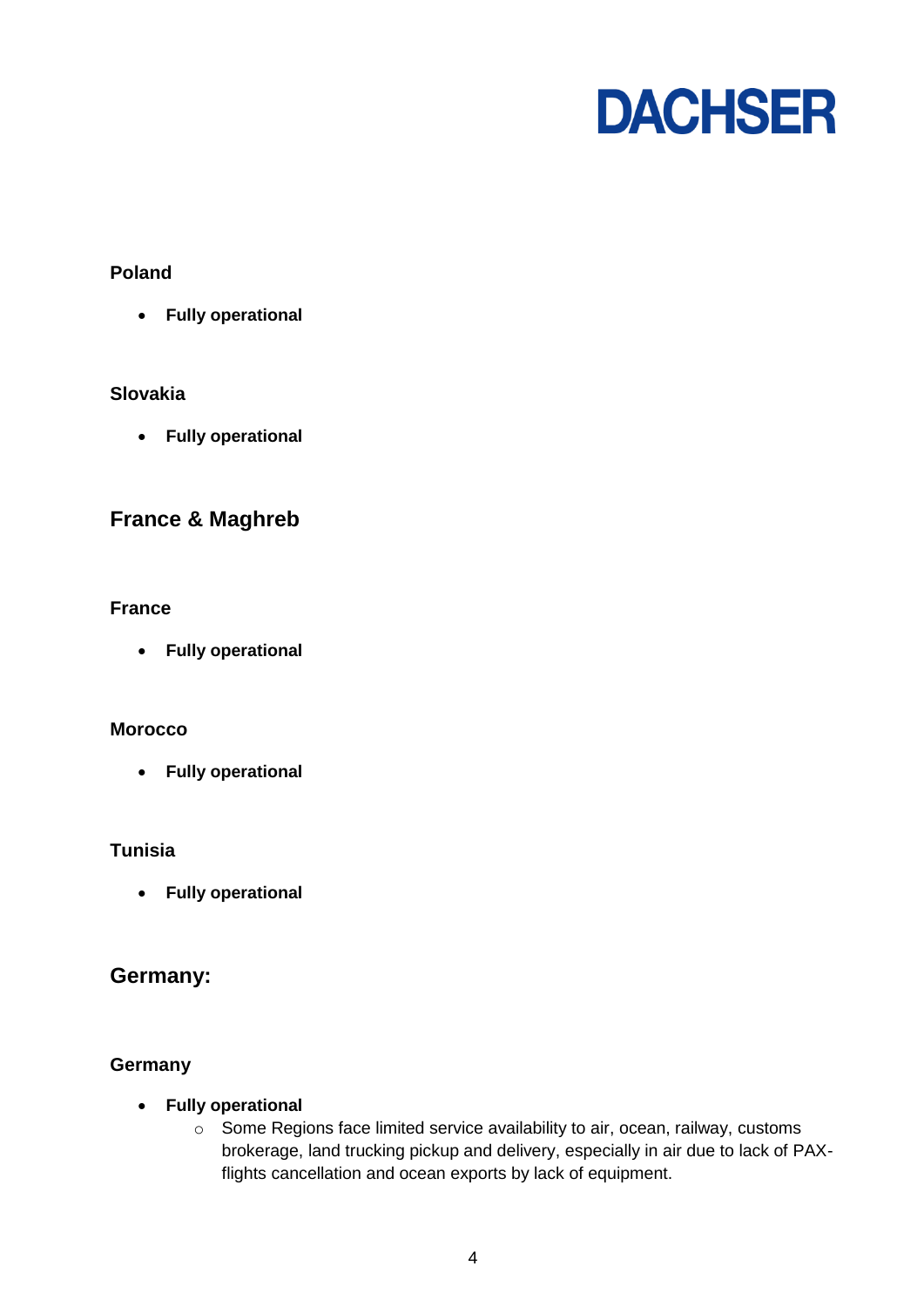### Poland

- **Fully operational**

### Slovakia

- **Fully operational**

## France & Maghreb

### France

- **Fully operational**

### Morocco

- **Fully operational**

### Tunisia

- **Fully operational**

## Germany:

### Germany

- **Fully operational**
    - Some Regions face limited service availability to air, ocean, railway, customs brokerage, land trucking pickup and delivery, especially in air due to lack of PAX-flights cancellation and ocean exports by lack of equipment.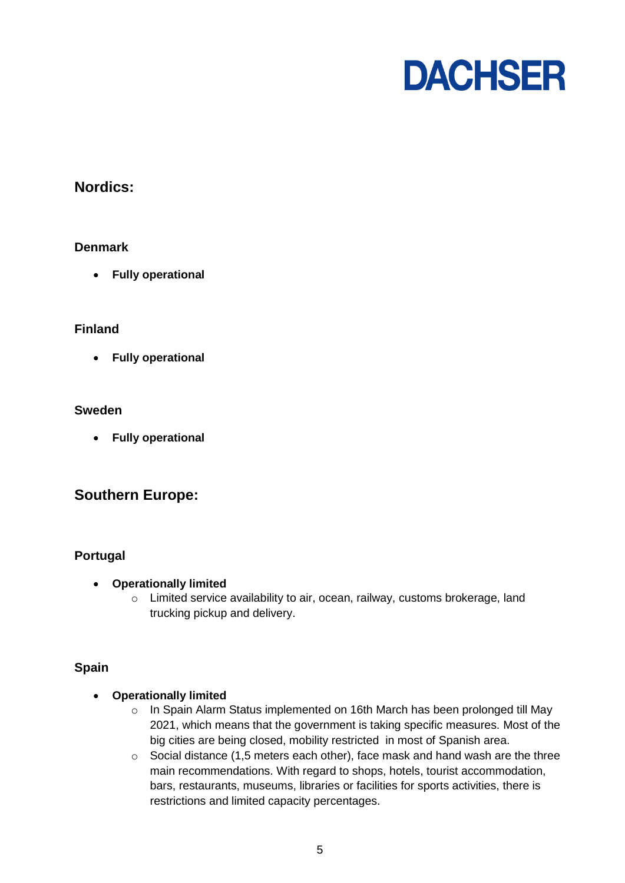## Nordics:

### Denmark

- **Fully operational**

### Finland

- **Fully operational**

### Sweden

- **Fully operational**

## Southern Europe:

### Portugal

- **Operationally limited**
    - Limited service availability to air, ocean, railway, customs brokerage, land trucking pickup and delivery.

### Spain

- **Operationally limited**
    - In Spain Alarm Status implemented on 16th March has been prolonged till May 2021, which means that the government is taking specific measures. Most of the big cities are being closed, mobility restricted in most of Spanish area.
    - Social distance (1,5 meters each other), face mask and hand wash are the three main recommendations. With regard to shops, hotels, tourist accommodation, bars, restaurants, museums, libraries or facilities for sports activities, there is restrictions and limited capacity percentages.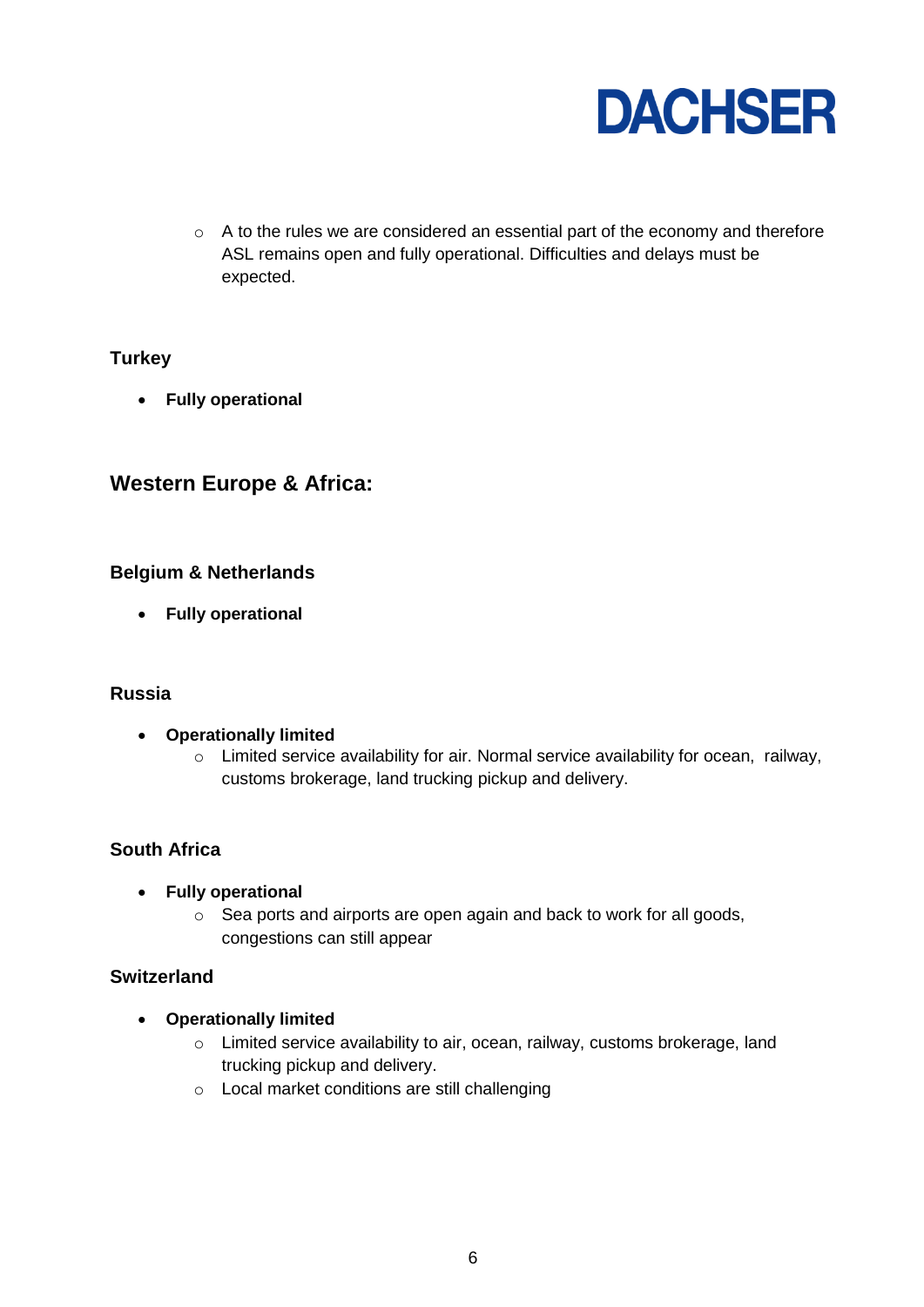- A to the rules we are considered an essential part of the economy and therefore ASL remains open and fully operational. Difficulties and delays must be expected.

### Turkey

- **Fully operational**

## Western Europe & Africa:

### Belgium & Netherlands

- **Fully operational**

### Russia

- **Operationally limited**
    - Limited service availability for air. Normal service availability for ocean, railway, customs brokerage, land trucking pickup and delivery.

### South Africa

- **Fully operational**
    - Sea ports and airports are open again and back to work for all goods, congestions can still appear

### Switzerland

- **Operationally limited**
    - Limited service availability to air, ocean, railway, customs brokerage, land trucking pickup and delivery.
    - Local market conditions are still challenging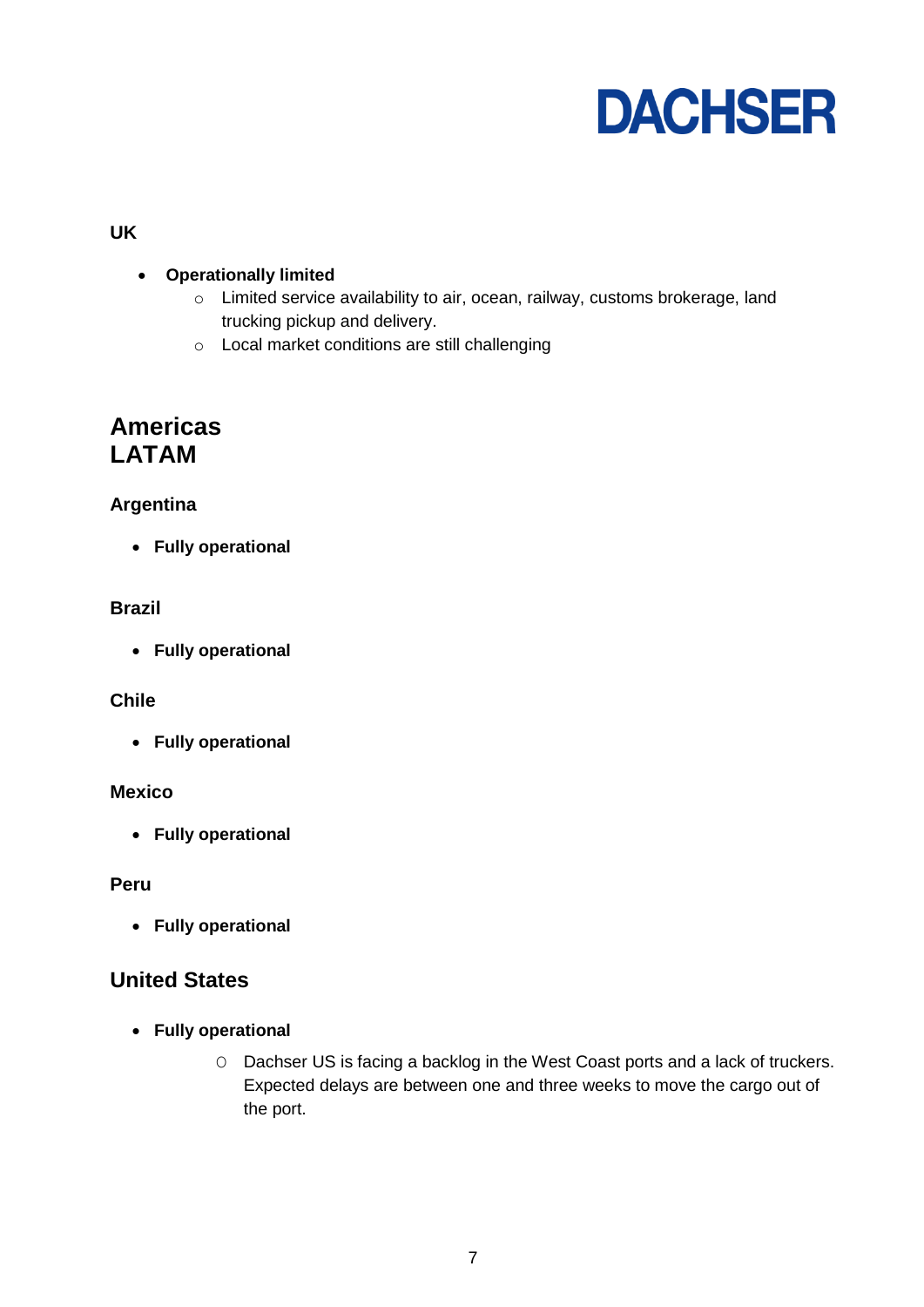### UK

- **Operationally limited**
  - Limited service availability to air, ocean, railway, customs brokerage, land trucking pickup and delivery.
  - Local market conditions are still challenging

## Americas
## LATAM

### Argentina

- **Fully operational**

### Brazil

- **Fully operational**

### Chile

- **Fully operational**

### Mexico

- **Fully operational**

### Peru

- **Fully operational**

## United States

- **Fully operational**
  - Dachser US is facing a backlog in the West Coast ports and a lack of truckers. Expected delays are between one and three weeks to move the cargo out of the port.